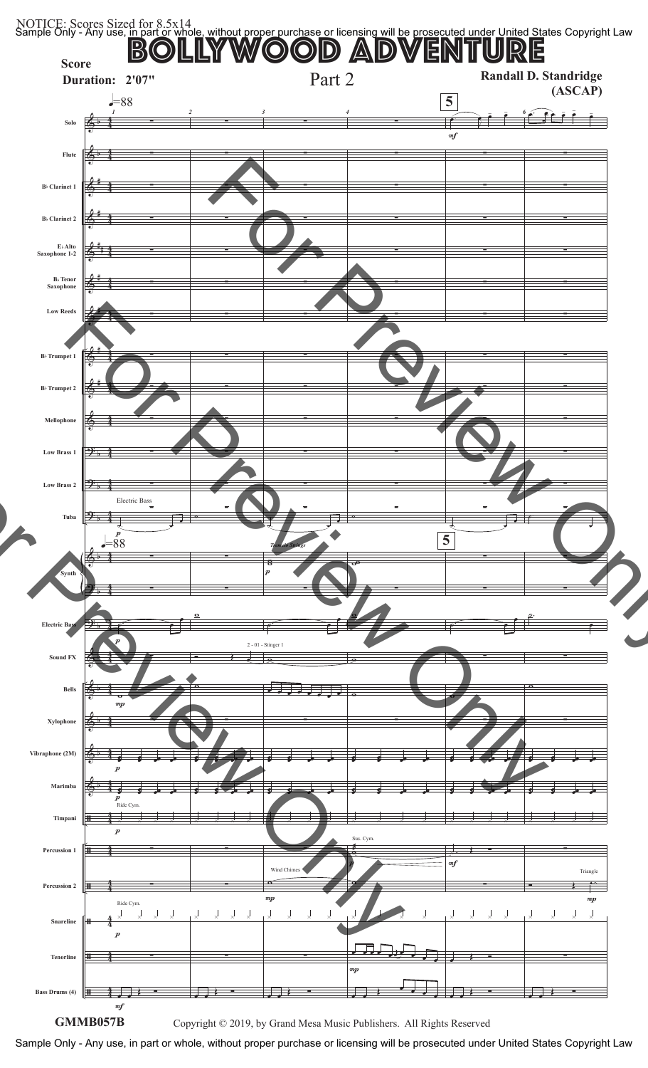NOTICE: Scores Sized for 8.5x14

# BOLLYWOOD ADVENTURE

Part 2

**Score**

**Duration: 2'07"**

**Randall D. Standridge (ASCAP)**

Solo, Flute, B♭ Clarinet 1, B♭ Clarinet 2, E♭ Alto Saxophone 1-2, B♭ Tenor Saxophone, Low Reeds, B♭ Trumpet 1, B♭ Trumpet 2, Mellophone, Low Brass 1, Low Brass 2, Tuba, Synth, Electric Bass, Sound FX, Bells, Xylophone, Vibraphone (2M), Marimba, Timpani, Percussion 1, Percussion 2, Snareline, Tenorline, Bass Drums (4)

**GMMB057B**

Copyright © 2019, by Grand Mesa Music Publishers. All Rights Reserved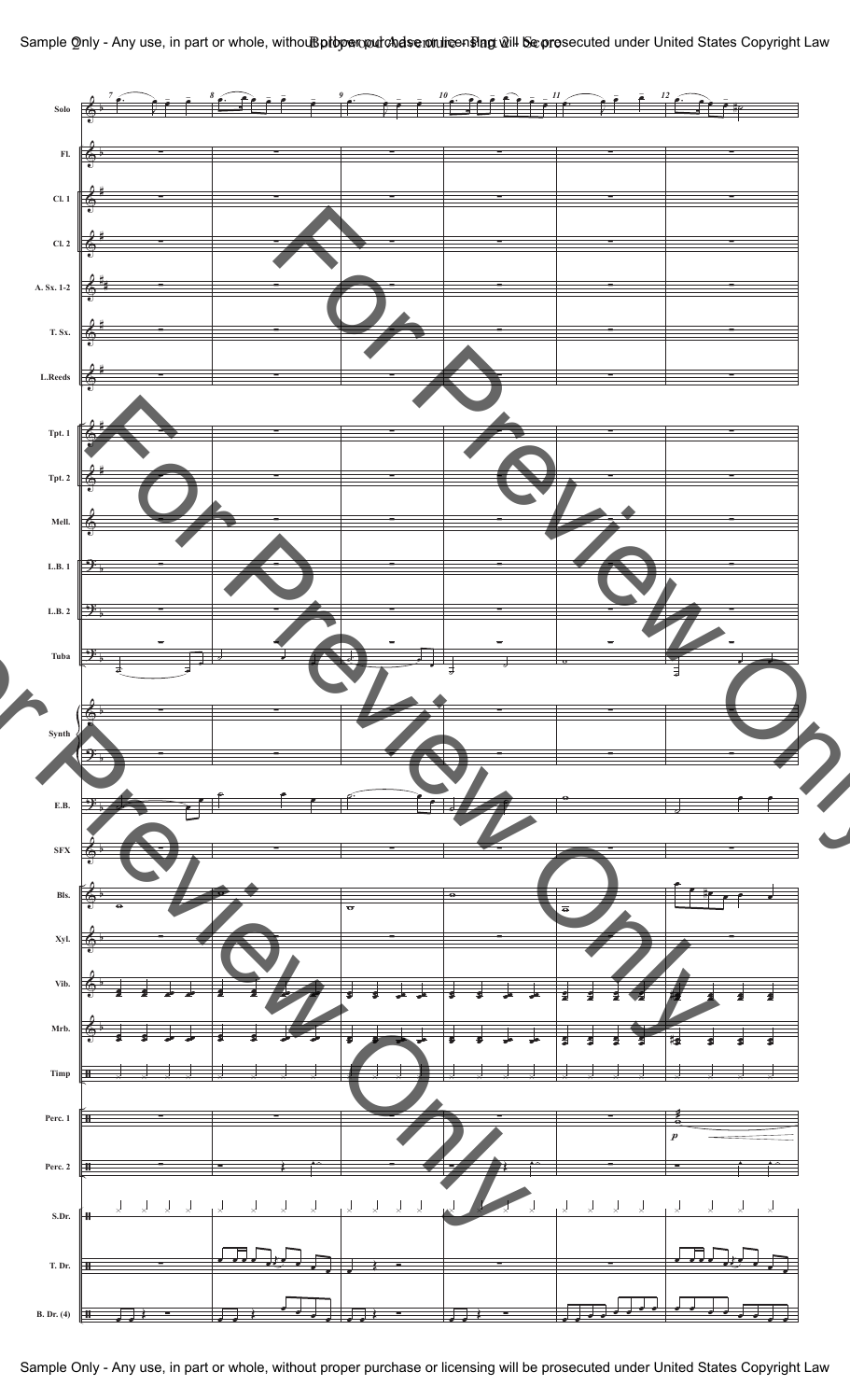Sample Only - Any use, in part or whole, without proper purchase or licensing will be prosecuted under United States Copyright Law

Solo
Fl.
Cl. 1
Cl. 2
A. Sx. 1-2
T. Sx.
L.Reeds
Tpt. 1
Tpt. 2
Mell.
L.B. 1
L.B. 2
Tuba
Synth
E.B.
SFX
Bls.
Xyl.
Vib.
Mrb.
Timp
Perc. 1
Perc. 2
S.Dr.
T. Dr.
B. Dr. (4)

Sample Only - Any use, in part or whole, without proper purchase or licensing will be prosecuted under United States Copyright Law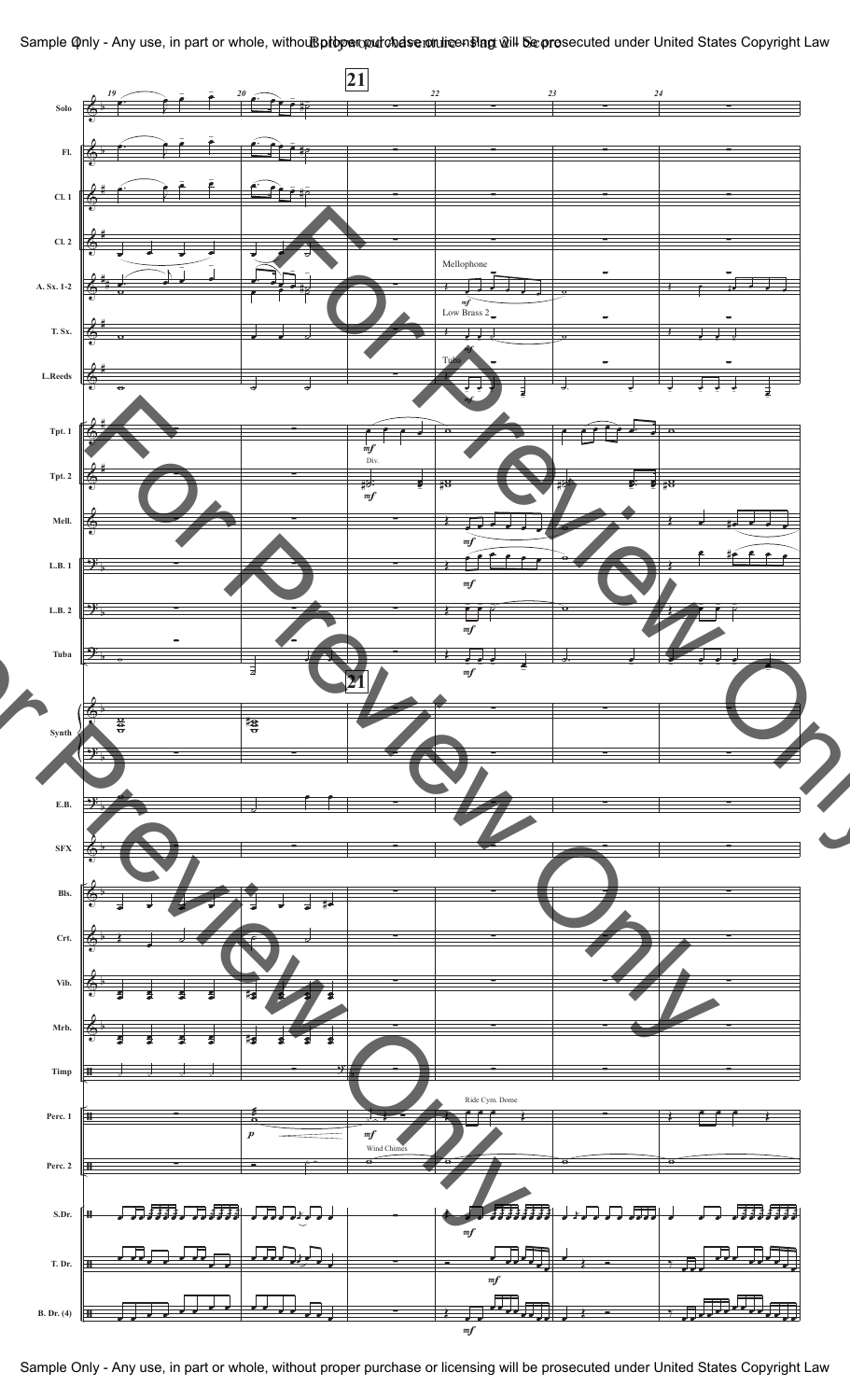Sample Only - Any use, in part or whole, without proper purchase or licensing will be prosecuted under United States Copyright Law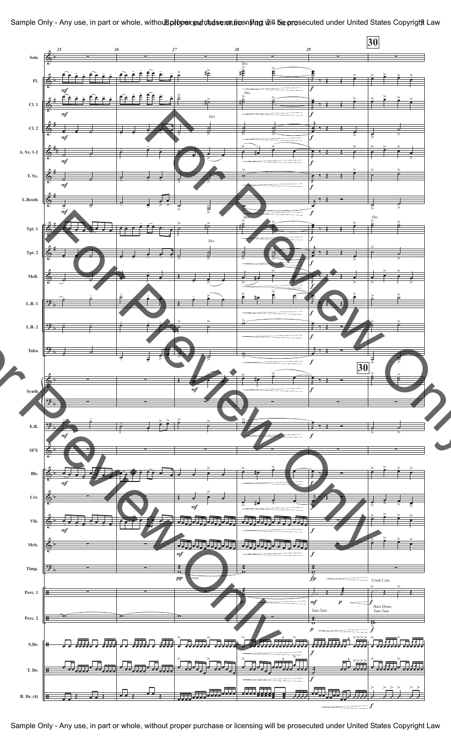Sample Only - Any use, in part or whole, without proper purchase or licensing will be prosecuted under United States Copyright Law

Sample Only - Any use, in part or whole, without proper purchase or licensing will be prosecuted under United States Copyright Law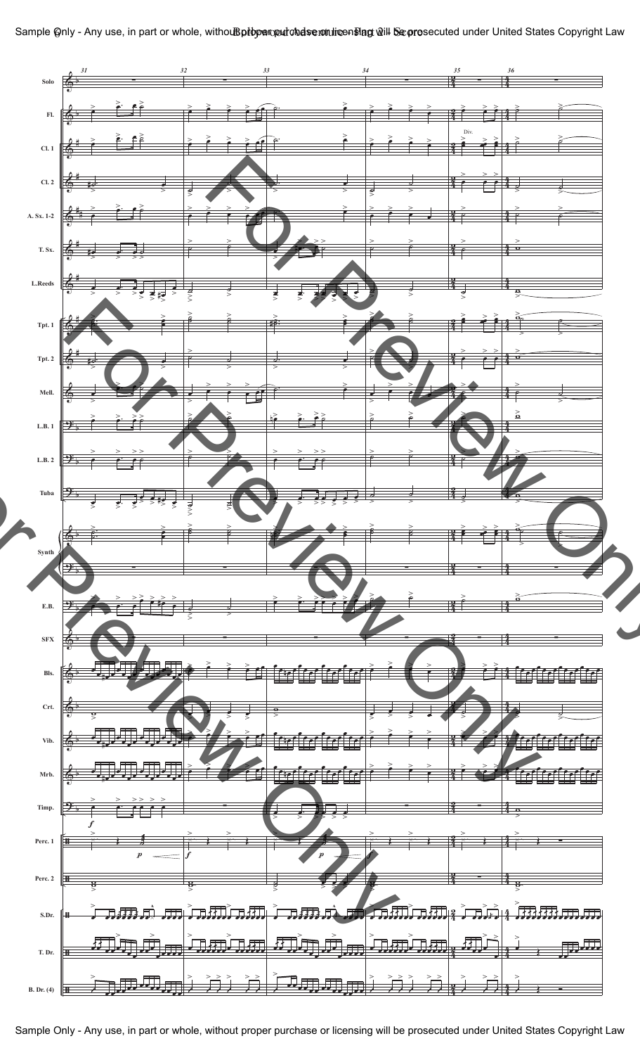Sample Only - Any use, in part or whole, without proper purchase or licensing will be prosecuted under United States Copyright Law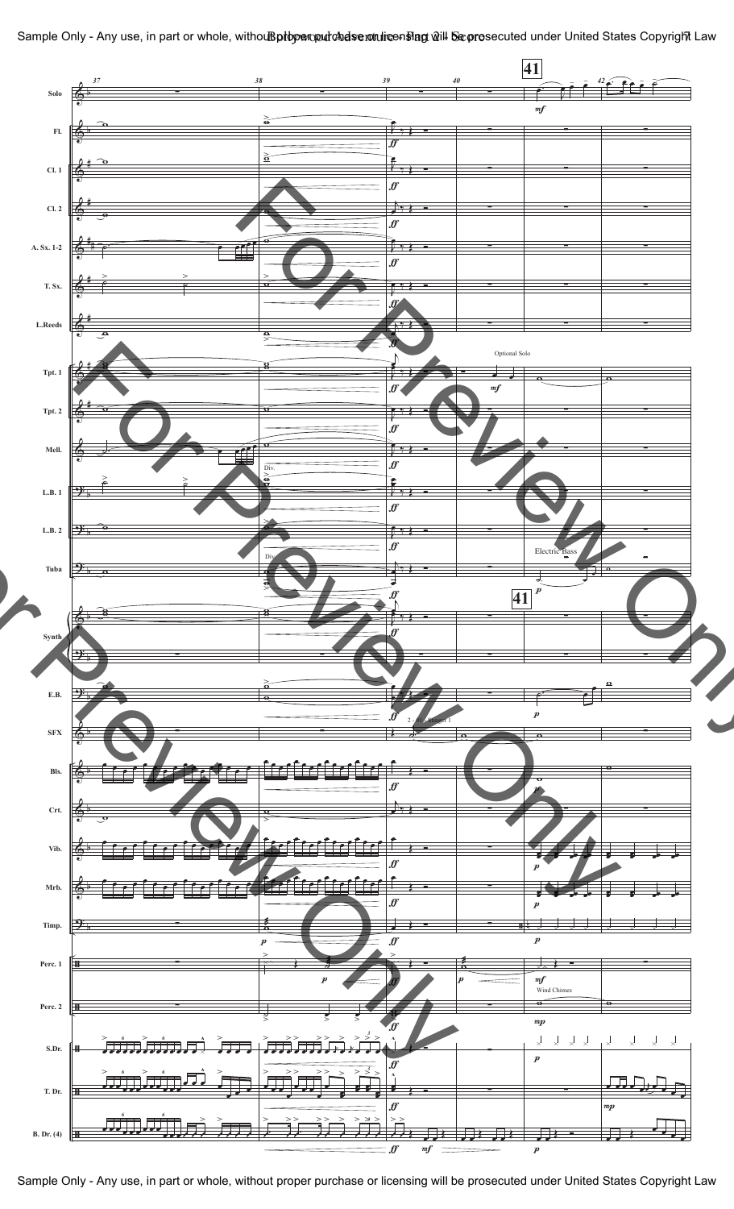Sample Only - Any use, in part or whole, without proper purchase or licensing will be prosecuted under United States Copyright Law

Sample Only - Any use, in part or whole, without proper purchase or licensing will be prosecuted under United States Copyright Law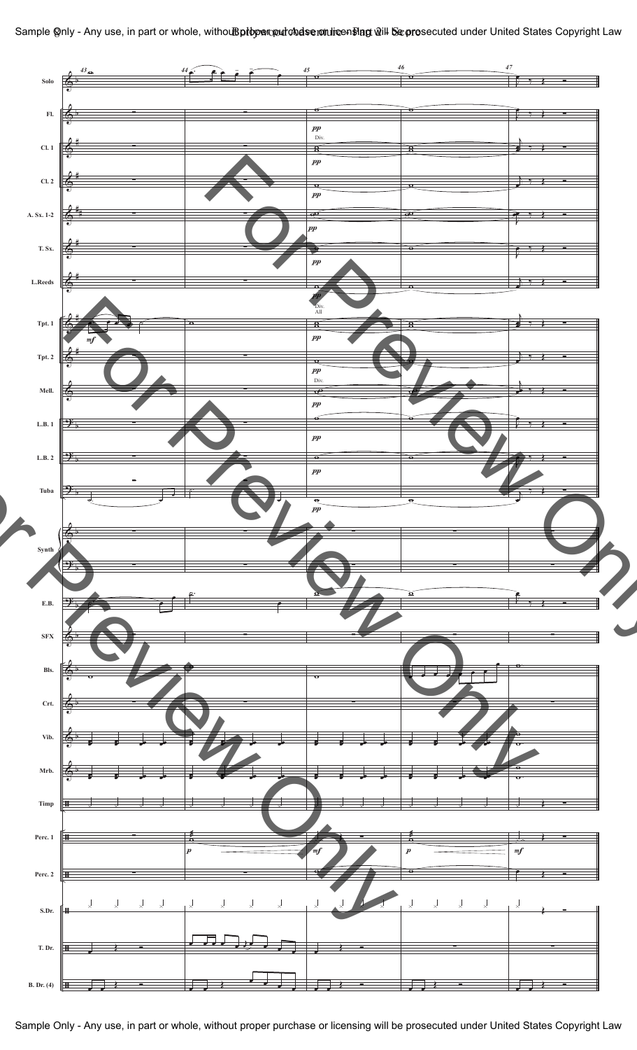Solo

Fl.

Cl. 1

Cl. 2

A. Sx. 1-2

T. Sx.

L.Reeds

Tpt. 1

Tpt. 2

Mell.

L.B. 1

L.B. 2

Tuba

Synth

E.B.

SFX

Bls.

Crt.

Vib.

Mrb.

Timp

Perc. 1

Perc. 2

S.Dr.

T. Dr.

B. Dr. (4)